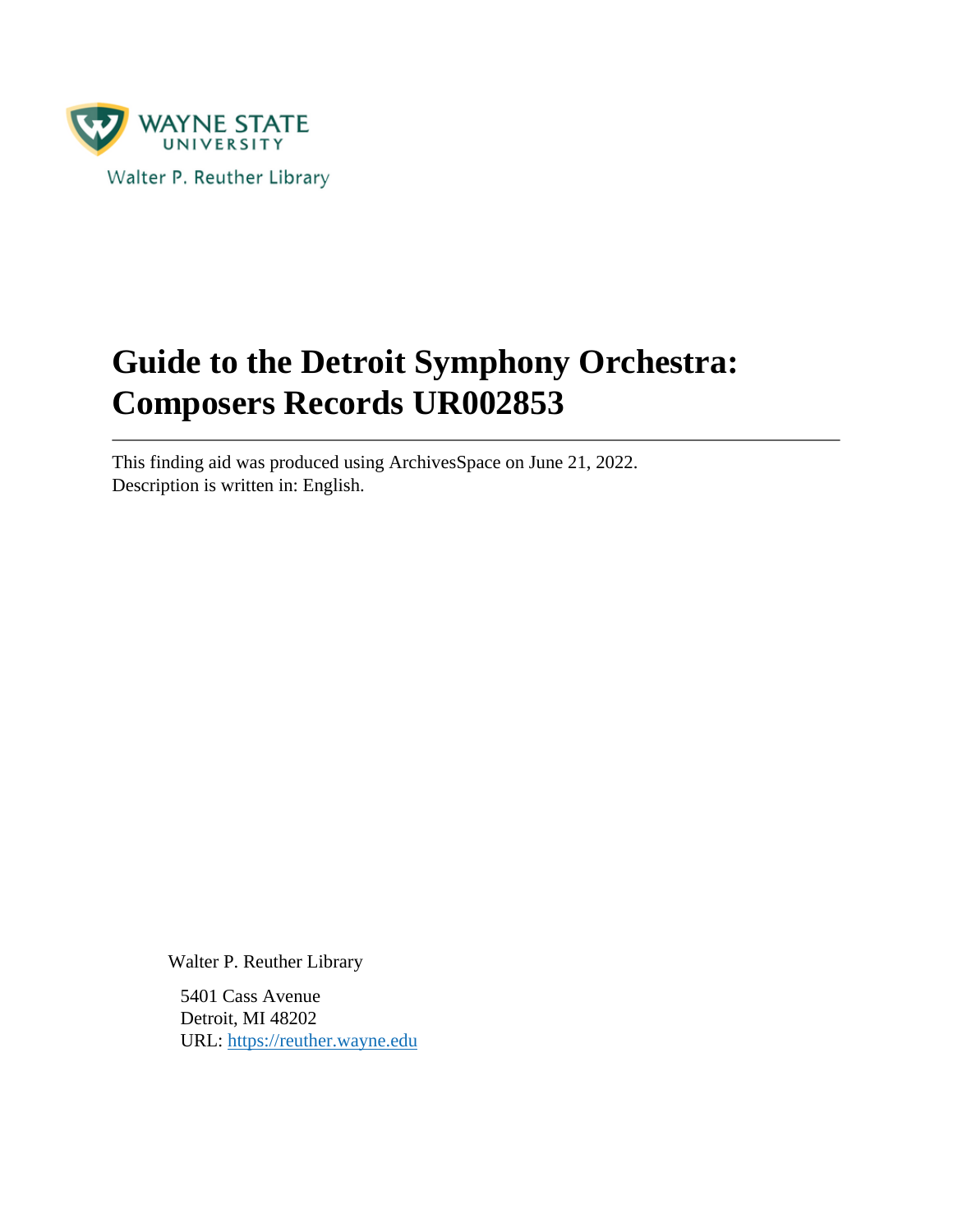WAYNE STATE UNIVERSITY

Walter P. Reuther Library

# Guide to the Detroit Symphony Orchestra: Composers Records UR002853

---

This finding aid was produced using ArchivesSpace on June 21, 2022.
Description is written in: English.

Walter P. Reuther Library

5401 Cass Avenue
Detroit, MI 48202
URL: https://reuther.wayne.edu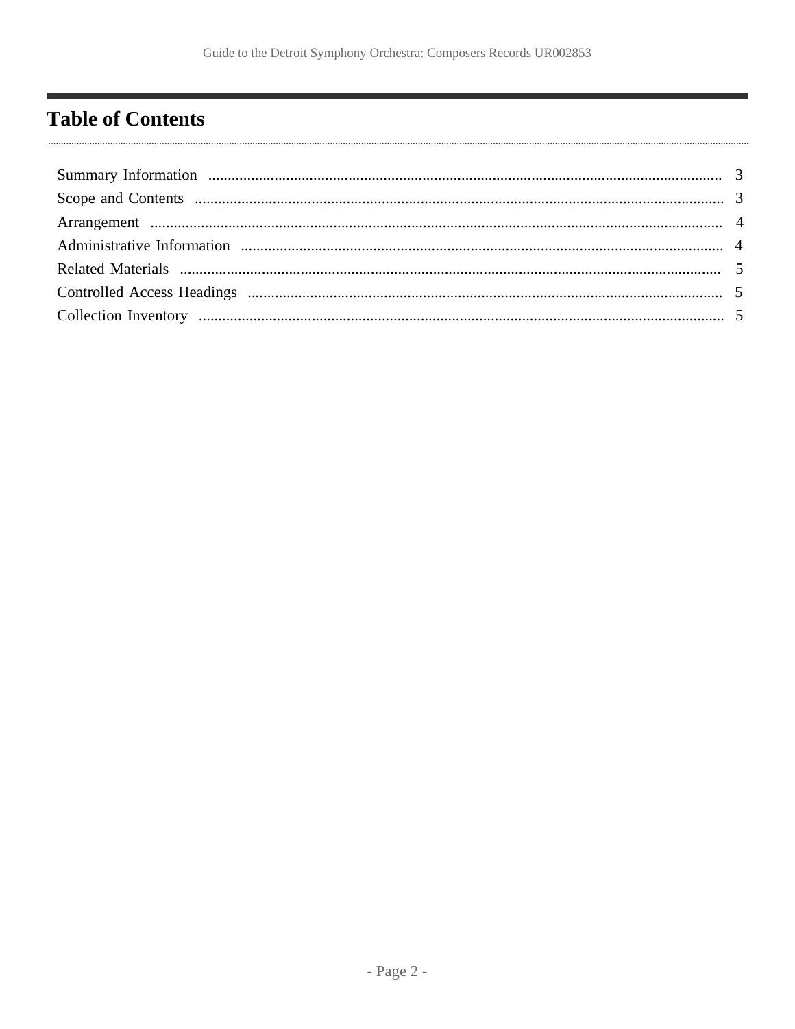# Table of Contents

Summary Information ........................................................................................................................ 3

Scope and Contents ........................................................................................................................ 3

Arrangement .................................................................................................................................. 4

Administrative Information ............................................................................................................ 4

Related Materials ........................................................................................................................... 5

Controlled Access Headings ........................................................................................................... 5

Collection Inventory ....................................................................................................................... 5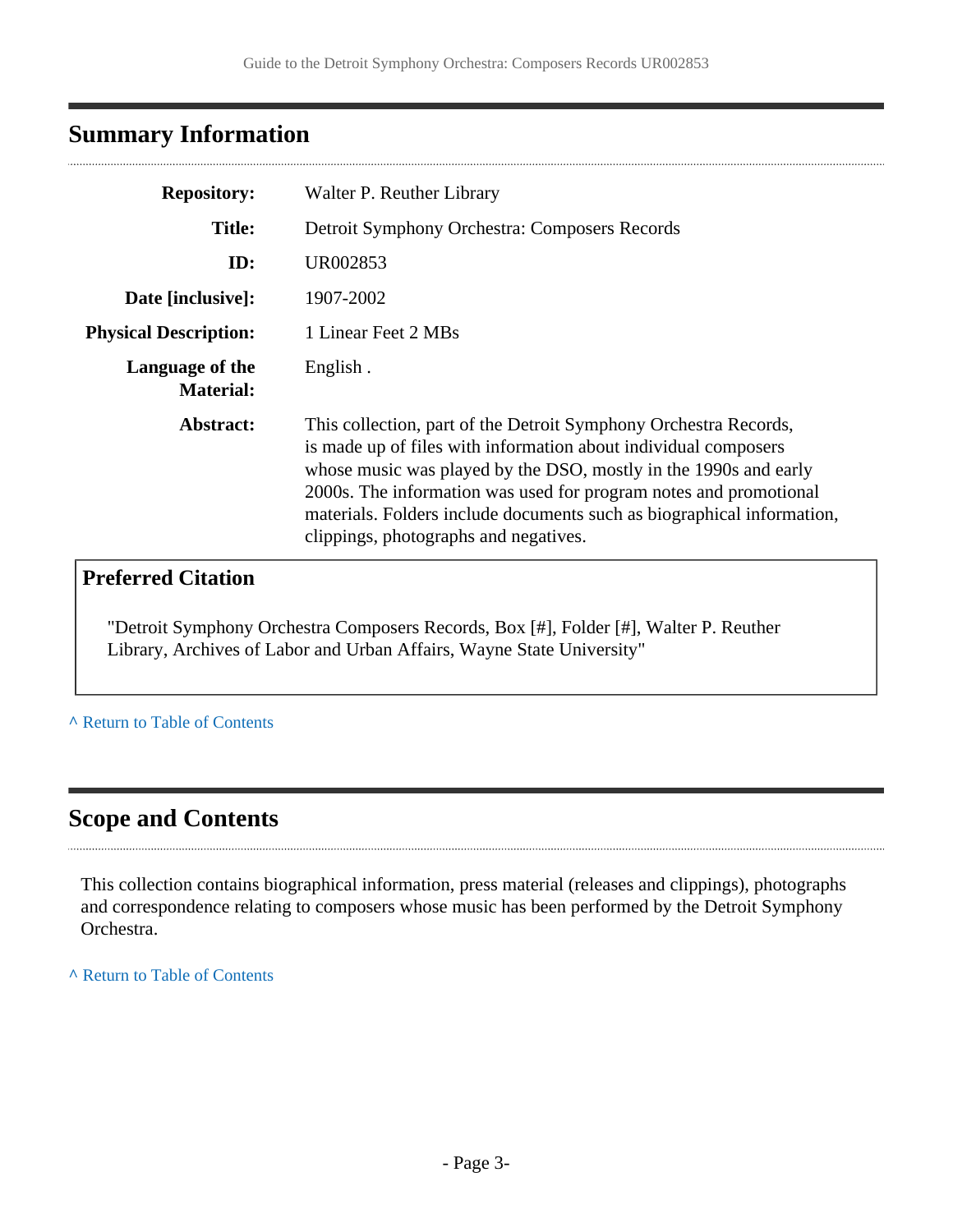## Summary Information

| | |
|---|---|
| **Repository:** | Walter P. Reuther Library |
| **Title:** | Detroit Symphony Orchestra: Composers Records |
| **ID:** | UR002853 |
| **Date [inclusive]:** | 1907-2002 |
| **Physical Description:** | 1 Linear Feet 2 MBs |
| **Language of the Material:** | English . |
| **Abstract:** | This collection, part of the Detroit Symphony Orchestra Records, is made up of files with information about individual composers whose music was played by the DSO, mostly in the 1990s and early 2000s. The information was used for program notes and promotional materials. Folders include documents such as biographical information, clippings, photographs and negatives. |

### Preferred Citation

"Detroit Symphony Orchestra Composers Records, Box [#], Folder [#], Walter P. Reuther Library, Archives of Labor and Urban Affairs, Wayne State University"

^ Return to Table of Contents

## Scope and Contents

This collection contains biographical information, press material (releases and clippings), photographs and correspondence relating to composers whose music has been performed by the Detroit Symphony Orchestra.

^ Return to Table of Contents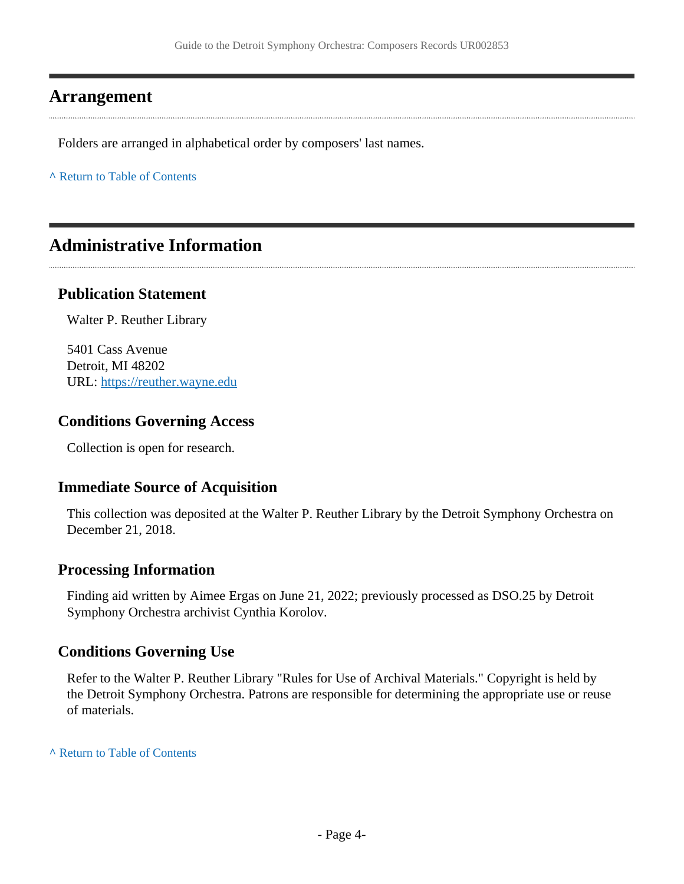## Arrangement

Folders are arranged in alphabetical order by composers' last names.

^ Return to Table of Contents

## Administrative Information

### Publication Statement

Walter P. Reuther Library

5401 Cass Avenue
Detroit, MI 48202
URL: https://reuther.wayne.edu

### Conditions Governing Access

Collection is open for research.

### Immediate Source of Acquisition

This collection was deposited at the Walter P. Reuther Library by the Detroit Symphony Orchestra on December 21, 2018.

### Processing Information

Finding aid written by Aimee Ergas on June 21, 2022; previously processed as DSO.25 by Detroit Symphony Orchestra archivist Cynthia Korolov.

### Conditions Governing Use

Refer to the Walter P. Reuther Library "Rules for Use of Archival Materials." Copyright is held by the Detroit Symphony Orchestra. Patrons are responsible for determining the appropriate use or reuse of materials.

^ Return to Table of Contents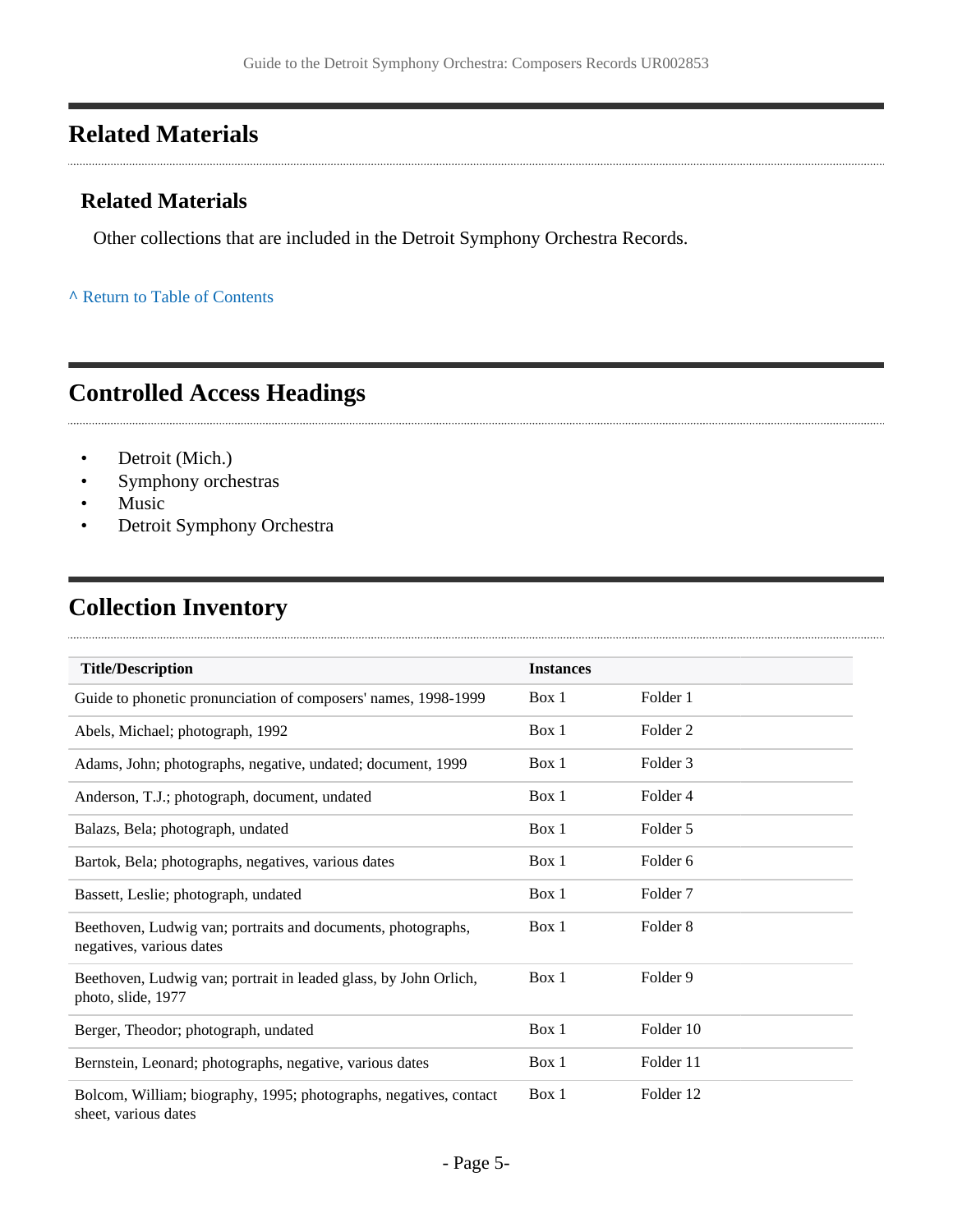## Related Materials

### Related Materials

Other collections that are included in the Detroit Symphony Orchestra Records.

^ Return to Table of Contents

## Controlled Access Headings

- Detroit (Mich.)
- Symphony orchestras
- Music
- Detroit Symphony Orchestra

## Collection Inventory

| Title/Description | Instances | |
|---|---|---|
| Guide to phonetic pronunciation of composers' names, 1998-1999 | Box 1 | Folder 1 |
| Abels, Michael; photograph, 1992 | Box 1 | Folder 2 |
| Adams, John; photographs, negative, undated; document, 1999 | Box 1 | Folder 3 |
| Anderson, T.J.; photograph, document, undated | Box 1 | Folder 4 |
| Balazs, Bela; photograph, undated | Box 1 | Folder 5 |
| Bartok, Bela; photographs, negatives, various dates | Box 1 | Folder 6 |
| Bassett, Leslie; photograph, undated | Box 1 | Folder 7 |
| Beethoven, Ludwig van; portraits and documents, photographs, negatives, various dates | Box 1 | Folder 8 |
| Beethoven, Ludwig van; portrait in leaded glass, by John Orlich, photo, slide, 1977 | Box 1 | Folder 9 |
| Berger, Theodor; photograph, undated | Box 1 | Folder 10 |
| Bernstein, Leonard; photographs, negative, various dates | Box 1 | Folder 11 |
| Bolcom, William; biography, 1995; photographs, negatives, contact sheet, various dates | Box 1 | Folder 12 |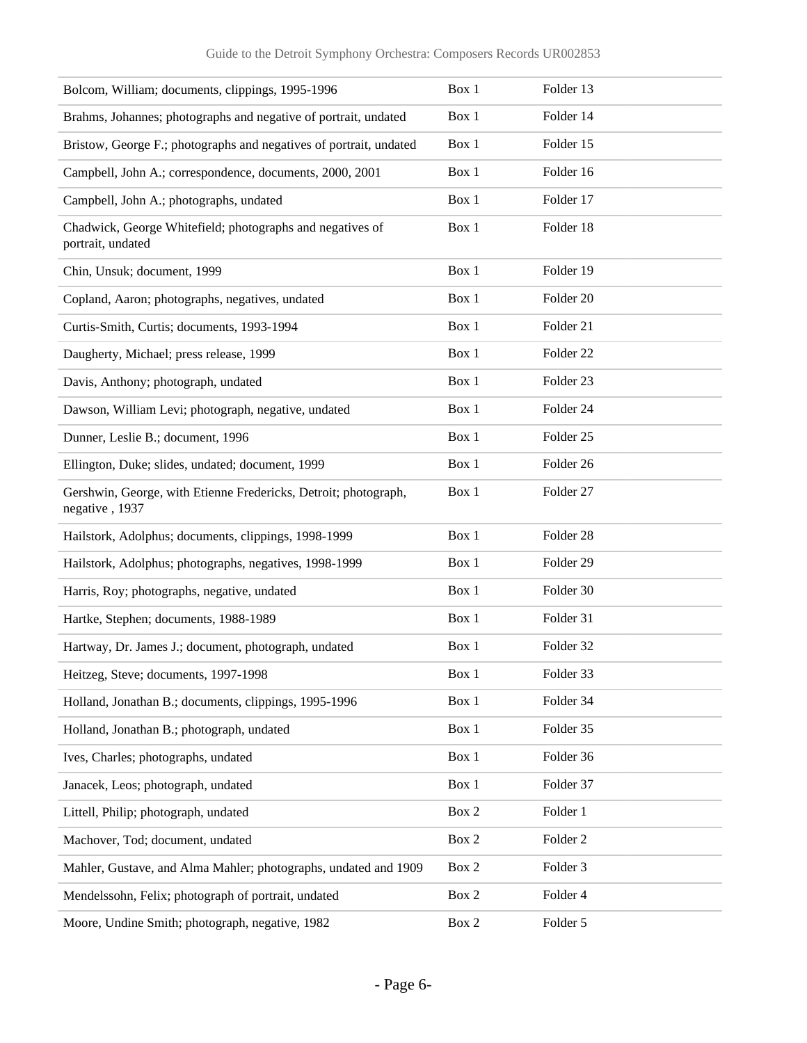| | | |
|---|---|---|
| Bolcom, William; documents, clippings, 1995-1996 | Box 1 | Folder 13 |
| Brahms, Johannes; photographs and negative of portrait, undated | Box 1 | Folder 14 |
| Bristow, George F.; photographs and negatives of portrait, undated | Box 1 | Folder 15 |
| Campbell, John A.; correspondence, documents, 2000, 2001 | Box 1 | Folder 16 |
| Campbell, John A.; photographs, undated | Box 1 | Folder 17 |
| Chadwick, George Whitefield; photographs and negatives of portrait, undated | Box 1 | Folder 18 |
| Chin, Unsuk; document, 1999 | Box 1 | Folder 19 |
| Copland, Aaron; photographs, negatives, undated | Box 1 | Folder 20 |
| Curtis-Smith, Curtis; documents, 1993-1994 | Box 1 | Folder 21 |
| Daugherty, Michael; press release, 1999 | Box 1 | Folder 22 |
| Davis, Anthony; photograph, undated | Box 1 | Folder 23 |
| Dawson, William Levi; photograph, negative, undated | Box 1 | Folder 24 |
| Dunner, Leslie B.; document, 1996 | Box 1 | Folder 25 |
| Ellington, Duke; slides, undated; document, 1999 | Box 1 | Folder 26 |
| Gershwin, George, with Etienne Fredericks, Detroit; photograph, negative , 1937 | Box 1 | Folder 27 |
| Hailstork, Adolphus; documents, clippings, 1998-1999 | Box 1 | Folder 28 |
| Hailstork, Adolphus; photographs, negatives, 1998-1999 | Box 1 | Folder 29 |
| Harris, Roy; photographs, negative, undated | Box 1 | Folder 30 |
| Hartke, Stephen; documents, 1988-1989 | Box 1 | Folder 31 |
| Hartway, Dr. James J.; document, photograph, undated | Box 1 | Folder 32 |
| Heitzeg, Steve; documents, 1997-1998 | Box 1 | Folder 33 |
| Holland, Jonathan B.; documents, clippings, 1995-1996 | Box 1 | Folder 34 |
| Holland, Jonathan B.; photograph, undated | Box 1 | Folder 35 |
| Ives, Charles; photographs, undated | Box 1 | Folder 36 |
| Janacek, Leos; photograph, undated | Box 1 | Folder 37 |
| Littell, Philip; photograph, undated | Box 2 | Folder 1 |
| Machover, Tod; document, undated | Box 2 | Folder 2 |
| Mahler, Gustave, and Alma Mahler; photographs, undated and 1909 | Box 2 | Folder 3 |
| Mendelssohn, Felix; photograph of portrait, undated | Box 2 | Folder 4 |
| Moore, Undine Smith; photograph, negative, 1982 | Box 2 | Folder 5 |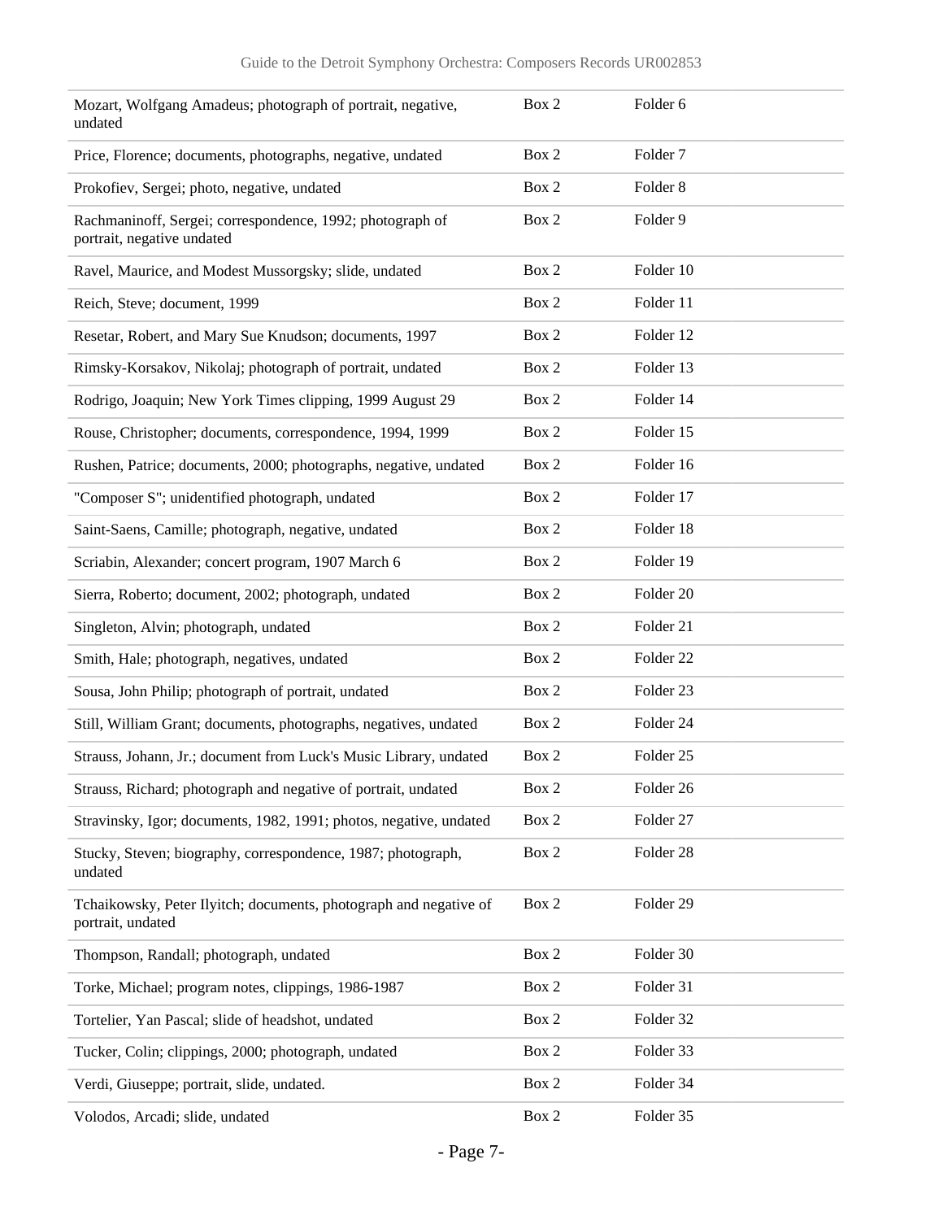| | | |
|---|---|---|
| Mozart, Wolfgang Amadeus; photograph of portrait, negative, undated | Box 2 | Folder 6 |
| Price, Florence; documents, photographs, negative, undated | Box 2 | Folder 7 |
| Prokofiev, Sergei; photo, negative, undated | Box 2 | Folder 8 |
| Rachmaninoff, Sergei; correspondence, 1992; photograph of portrait, negative undated | Box 2 | Folder 9 |
| Ravel, Maurice, and Modest Mussorgsky; slide, undated | Box 2 | Folder 10 |
| Reich, Steve; document, 1999 | Box 2 | Folder 11 |
| Resetar, Robert, and Mary Sue Knudson; documents, 1997 | Box 2 | Folder 12 |
| Rimsky-Korsakov, Nikolaj; photograph of portrait, undated | Box 2 | Folder 13 |
| Rodrigo, Joaquin; New York Times clipping, 1999 August 29 | Box 2 | Folder 14 |
| Rouse, Christopher; documents, correspondence, 1994, 1999 | Box 2 | Folder 15 |
| Rushen, Patrice; documents, 2000; photographs, negative, undated | Box 2 | Folder 16 |
| "Composer S"; unidentified photograph, undated | Box 2 | Folder 17 |
| Saint-Saens, Camille; photograph, negative, undated | Box 2 | Folder 18 |
| Scriabin, Alexander; concert program, 1907 March 6 | Box 2 | Folder 19 |
| Sierra, Roberto; document, 2002; photograph, undated | Box 2 | Folder 20 |
| Singleton, Alvin; photograph, undated | Box 2 | Folder 21 |
| Smith, Hale; photograph, negatives, undated | Box 2 | Folder 22 |
| Sousa, John Philip; photograph of portrait, undated | Box 2 | Folder 23 |
| Still, William Grant; documents, photographs, negatives, undated | Box 2 | Folder 24 |
| Strauss, Johann, Jr.; document from Luck's Music Library, undated | Box 2 | Folder 25 |
| Strauss, Richard; photograph and negative of portrait, undated | Box 2 | Folder 26 |
| Stravinsky, Igor; documents, 1982, 1991; photos, negative, undated | Box 2 | Folder 27 |
| Stucky, Steven; biography, correspondence, 1987; photograph, undated | Box 2 | Folder 28 |
| Tchaikowsky, Peter Ilyitch; documents, photograph and negative of portrait, undated | Box 2 | Folder 29 |
| Thompson, Randall; photograph, undated | Box 2 | Folder 30 |
| Torke, Michael; program notes, clippings, 1986-1987 | Box 2 | Folder 31 |
| Tortelier, Yan Pascal; slide of headshot, undated | Box 2 | Folder 32 |
| Tucker, Colin; clippings, 2000; photograph, undated | Box 2 | Folder 33 |
| Verdi, Giuseppe; portrait, slide, undated. | Box 2 | Folder 34 |
| Volodos, Arcadi; slide, undated | Box 2 | Folder 35 |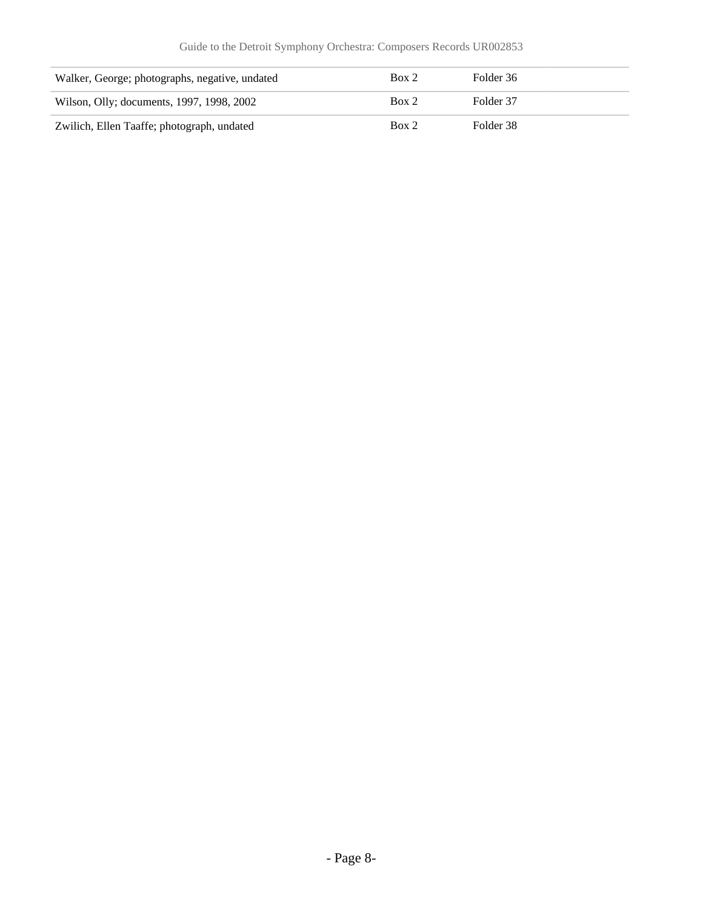| | | |
| --- | --- | --- |
| Walker, George; photographs, negative, undated | Box 2 | Folder 36 |
| Wilson, Olly; documents, 1997, 1998, 2002 | Box 2 | Folder 37 |
| Zwilich, Ellen Taaffe; photograph, undated | Box 2 | Folder 38 |